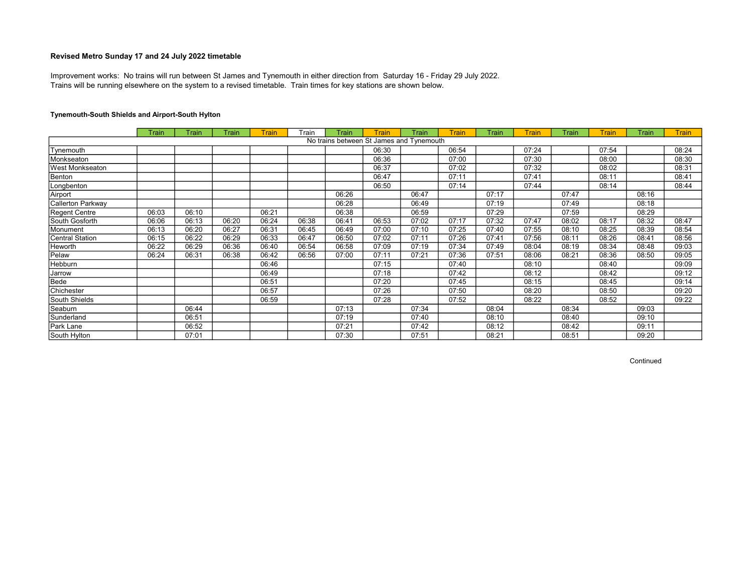**Revised Metro Sunday 17 and 24 July 2022 timetable**

Improvement works: No trains will run between St James and Tynemouth in either direction from Saturday 16 - Friday 29 July 2022.
Trains will be running elsewhere on the system to a revised timetable. Train times for key stations are shown below.

**Tynemouth-South Shields and Airport-South Hylton**

| | Train | Train | Train | Train | Train | Train | Train | Train | Train | Train | Train | Train | Train | Train | Train |
|---|---|---|---|---|---|---|---|---|---|---|---|---|---|---|---|
| No trains between St James and Tynemouth | | | | | | | | | | | | | | | |
| Tynemouth | | | | | | | 06:30 | | 06:54 | | 07:24 | | 07:54 | | 08:24 |
| Monkseaton | | | | | | | 06:36 | | 07:00 | | 07:30 | | 08:00 | | 08:30 |
| West Monkseaton | | | | | | | 06:37 | | 07:02 | | 07:32 | | 08:02 | | 08:31 |
| Benton | | | | | | | 06:47 | | 07:11 | | 07:41 | | 08:11 | | 08:41 |
| Longbenton | | | | | | | 06:50 | | 07:14 | | 07:44 | | 08:14 | | 08:44 |
| Airport | | | | | | 06:26 | | 06:47 | | 07:17 | | 07:47 | | 08:16 | |
| Callerton Parkway | | | | | | 06:28 | | 06:49 | | 07:19 | | 07:49 | | 08:18 | |
| Regent Centre | 06:03 | 06:10 | | 06:21 | | 06:38 | | 06:59 | | 07:29 | | 07:59 | | 08:29 | |
| South Gosforth | 06:06 | 06:13 | 06:20 | 06:24 | 06:38 | 06:41 | 06:53 | 07:02 | 07:17 | 07:32 | 07:47 | 08:02 | 08:17 | 08:32 | 08:47 |
| Monument | 06:13 | 06:20 | 06:27 | 06:31 | 06:45 | 06:49 | 07:00 | 07:10 | 07:25 | 07:40 | 07:55 | 08:10 | 08:25 | 08:39 | 08:54 |
| Central Station | 06:15 | 06:22 | 06:29 | 06:33 | 06:47 | 06:50 | 07:02 | 07:11 | 07:26 | 07:41 | 07:56 | 08:11 | 08:26 | 08:41 | 08:56 |
| Heworth | 06:22 | 06:29 | 06:36 | 06:40 | 06:54 | 06:58 | 07:09 | 07:19 | 07:34 | 07:49 | 08:04 | 08:19 | 08:34 | 08:48 | 09:03 |
| Pelaw | 06:24 | 06:31 | 06:38 | 06:42 | 06:56 | 07:00 | 07:11 | 07:21 | 07:36 | 07:51 | 08:06 | 08:21 | 08:36 | 08:50 | 09:05 |
| Hebburn | | | | 06:46 | | | 07:15 | | 07:40 | | 08:10 | | 08:40 | | 09:09 |
| Jarrow | | | | 06:49 | | | 07:18 | | 07:42 | | 08:12 | | 08:42 | | 09:12 |
| Bede | | | | 06:51 | | | 07:20 | | 07:45 | | 08:15 | | 08:45 | | 09:14 |
| Chichester | | | | 06:57 | | | 07:26 | | 07:50 | | 08:20 | | 08:50 | | 09:20 |
| South Shields | | | | 06:59 | | | 07:28 | | 07:52 | | 08:22 | | 08:52 | | 09:22 |
| Seaburn | | 06:44 | | | | 07:13 | | 07:34 | | 08:04 | | 08:34 | | 09:03 | |
| Sunderland | | 06:51 | | | | 07:19 | | 07:40 | | 08:10 | | 08:40 | | 09:10 | |
| Park Lane | | 06:52 | | | | 07:21 | | 07:42 | | 08:12 | | 08:42 | | 09:11 | |
| South Hylton | | 07:01 | | | | 07:30 | | 07:51 | | 08:21 | | 08:51 | | 09:20 | |

Continued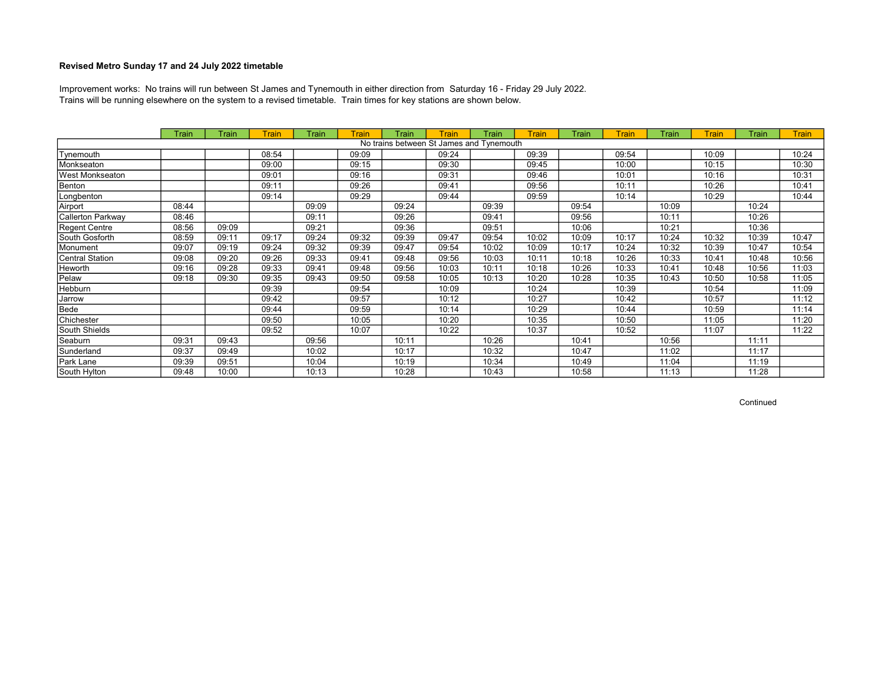**Revised Metro Sunday 17 and 24 July 2022 timetable**

Improvement works: No trains will run between St James and Tynemouth in either direction from Saturday 16 - Friday 29 July 2022.
Trains will be running elsewhere on the system to a revised timetable. Train times for key stations are shown below.

| | Train | Train | Train | Train | Train | Train | Train | Train | Train | Train | Train | Train | Train | Train | Train |
|---|---|---|---|---|---|---|---|---|---|---|---|---|---|---|---|
| No trains between St James and Tynemouth | | | | | | | | | | | | | | | |
| Tynemouth | | | 08:54 | | 09:09 | | 09:24 | | 09:39 | | 09:54 | | 10:09 | | 10:24 |
| Monkseaton | | | 09:00 | | 09:15 | | 09:30 | | 09:45 | | 10:00 | | 10:15 | | 10:30 |
| West Monkseaton | | | 09:01 | | 09:16 | | 09:31 | | 09:46 | | 10:01 | | 10:16 | | 10:31 |
| Benton | | | 09:11 | | 09:26 | | 09:41 | | 09:56 | | 10:11 | | 10:26 | | 10:41 |
| Longbenton | | | 09:14 | | 09:29 | | 09:44 | | 09:59 | | 10:14 | | 10:29 | | 10:44 |
| Airport | 08:44 | | | 09:09 | | 09:24 | | 09:39 | | 09:54 | | 10:09 | | 10:24 | |
| Callerton Parkway | 08:46 | | | 09:11 | | 09:26 | | 09:41 | | 09:56 | | 10:11 | | 10:26 | |
| Regent Centre | 08:56 | 09:09 | | 09:21 | | 09:36 | | 09:51 | | 10:06 | | 10:21 | | 10:36 | |
| South Gosforth | 08:59 | 09:11 | 09:17 | 09:24 | 09:32 | 09:39 | 09:47 | 09:54 | 10:02 | 10:09 | 10:17 | 10:24 | 10:32 | 10:39 | 10:47 |
| Monument | 09:07 | 09:19 | 09:24 | 09:32 | 09:39 | 09:47 | 09:54 | 10:02 | 10:09 | 10:17 | 10:24 | 10:32 | 10:39 | 10:47 | 10:54 |
| Central Station | 09:08 | 09:20 | 09:26 | 09:33 | 09:41 | 09:48 | 09:56 | 10:03 | 10:11 | 10:18 | 10:26 | 10:33 | 10:41 | 10:48 | 10:56 |
| Heworth | 09:16 | 09:28 | 09:33 | 09:41 | 09:48 | 09:56 | 10:03 | 10:11 | 10:18 | 10:26 | 10:33 | 10:41 | 10:48 | 10:56 | 11:03 |
| Pelaw | 09:18 | 09:30 | 09:35 | 09:43 | 09:50 | 09:58 | 10:05 | 10:13 | 10:20 | 10:28 | 10:35 | 10:43 | 10:50 | 10:58 | 11:05 |
| Hebburn | | | 09:39 | | 09:54 | | 10:09 | | 10:24 | | 10:39 | | 10:54 | | 11:09 |
| Jarrow | | | 09:42 | | 09:57 | | 10:12 | | 10:27 | | 10:42 | | 10:57 | | 11:12 |
| Bede | | | 09:44 | | 09:59 | | 10:14 | | 10:29 | | 10:44 | | 10:59 | | 11:14 |
| Chichester | | | 09:50 | | 10:05 | | 10:20 | | 10:35 | | 10:50 | | 11:05 | | 11:20 |
| South Shields | | | 09:52 | | 10:07 | | 10:22 | | 10:37 | | 10:52 | | 11:07 | | 11:22 |
| Seaburn | 09:31 | 09:43 | | 09:56 | | 10:11 | | 10:26 | | 10:41 | | 10:56 | | 11:11 | |
| Sunderland | 09:37 | 09:49 | | 10:02 | | 10:17 | | 10:32 | | 10:47 | | 11:02 | | 11:17 | |
| Park Lane | 09:39 | 09:51 | | 10:04 | | 10:19 | | 10:34 | | 10:49 | | 11:04 | | 11:19 | |
| South Hylton | 09:48 | 10:00 | | 10:13 | | 10:28 | | 10:43 | | 10:58 | | 11:13 | | 11:28 | |

Continued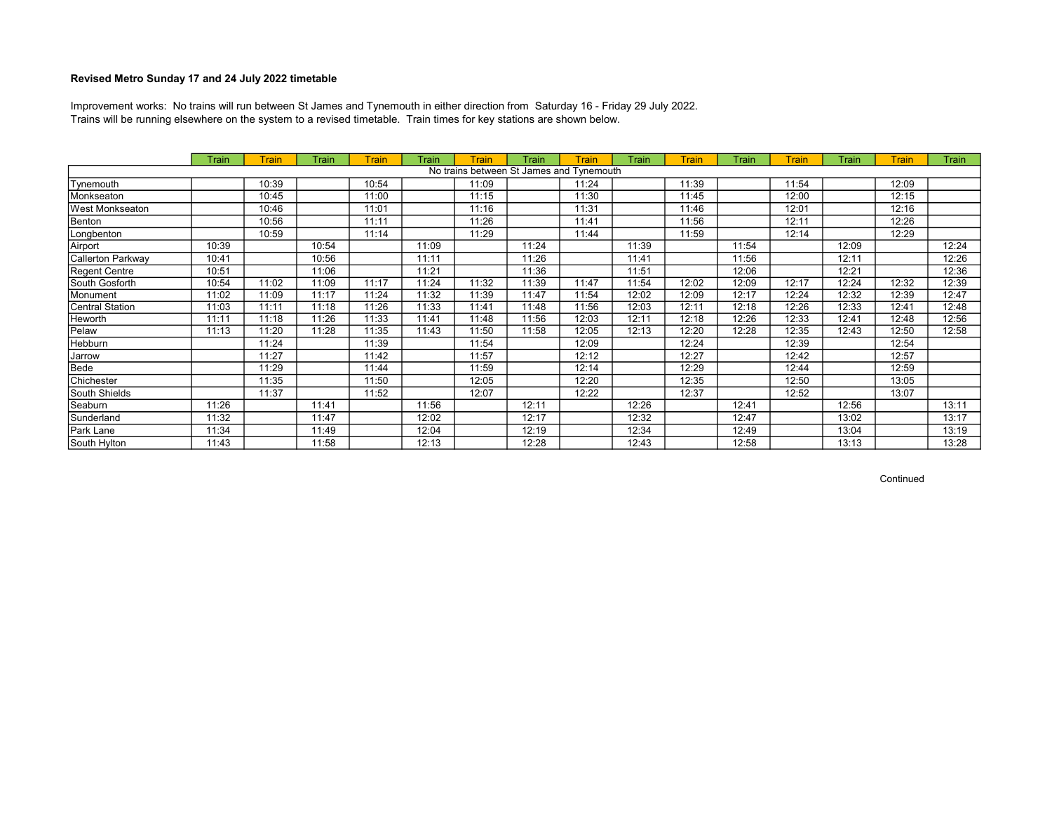**Revised Metro Sunday 17 and 24 July 2022 timetable**

Improvement works: No trains will run between St James and Tynemouth in either direction from Saturday 16 - Friday 29 July 2022.
Trains will be running elsewhere on the system to a revised timetable. Train times for key stations are shown below.

| | Train | Train | Train | Train | Train | Train | Train | Train | Train | Train | Train | Train | Train | Train | Train |
|---|---|---|---|---|---|---|---|---|---|---|---|---|---|---|---|
| No trains between St James and Tynemouth | | | | | | | | | | | | | | | |
| Tynemouth | | 10:39 | | 10:54 | | 11:09 | | 11:24 | | 11:39 | | 11:54 | | 12:09 | |
| Monkseaton | | 10:45 | | 11:00 | | 11:15 | | 11:30 | | 11:45 | | 12:00 | | 12:15 | |
| West Monkseaton | | 10:46 | | 11:01 | | 11:16 | | 11:31 | | 11:46 | | 12:01 | | 12:16 | |
| Benton | | 10:56 | | 11:11 | | 11:26 | | 11:41 | | 11:56 | | 12:11 | | 12:26 | |
| Longbenton | | 10:59 | | 11:14 | | 11:29 | | 11:44 | | 11:59 | | 12:14 | | 12:29 | |
| Airport | 10:39 | | 10:54 | | 11:09 | | 11:24 | | 11:39 | | 11:54 | | 12:09 | | 12:24 |
| Callerton Parkway | 10:41 | | 10:56 | | 11:11 | | 11:26 | | 11:41 | | 11:56 | | 12:11 | | 12:26 |
| Regent Centre | 10:51 | | 11:06 | | 11:21 | | 11:36 | | 11:51 | | 12:06 | | 12:21 | | 12:36 |
| South Gosforth | 10:54 | 11:02 | 11:09 | 11:17 | 11:24 | 11:32 | 11:39 | 11:47 | 11:54 | 12:02 | 12:09 | 12:17 | 12:24 | 12:32 | 12:39 |
| Monument | 11:02 | 11:09 | 11:17 | 11:24 | 11:32 | 11:39 | 11:47 | 11:54 | 12:02 | 12:09 | 12:17 | 12:24 | 12:32 | 12:39 | 12:47 |
| Central Station | 11:03 | 11:11 | 11:18 | 11:26 | 11:33 | 11:41 | 11:48 | 11:56 | 12:03 | 12:11 | 12:18 | 12:26 | 12:33 | 12:41 | 12:48 |
| Heworth | 11:11 | 11:18 | 11:26 | 11:33 | 11:41 | 11:48 | 11:56 | 12:03 | 12:11 | 12:18 | 12:26 | 12:33 | 12:41 | 12:48 | 12:56 |
| Pelaw | 11:13 | 11:20 | 11:28 | 11:35 | 11:43 | 11:50 | 11:58 | 12:05 | 12:13 | 12:20 | 12:28 | 12:35 | 12:43 | 12:50 | 12:58 |
| Hebburn | | 11:24 | | 11:39 | | 11:54 | | 12:09 | | 12:24 | | 12:39 | | 12:54 | |
| Jarrow | | 11:27 | | 11:42 | | 11:57 | | 12:12 | | 12:27 | | 12:42 | | 12:57 | |
| Bede | | 11:29 | | 11:44 | | 11:59 | | 12:14 | | 12:29 | | 12:44 | | 12:59 | |
| Chichester | | 11:35 | | 11:50 | | 12:05 | | 12:20 | | 12:35 | | 12:50 | | 13:05 | |
| South Shields | | 11:37 | | 11:52 | | 12:07 | | 12:22 | | 12:37 | | 12:52 | | 13:07 | |
| Seaburn | 11:26 | | 11:41 | | 11:56 | | 12:11 | | 12:26 | | 12:41 | | 12:56 | | 13:11 |
| Sunderland | 11:32 | | 11:47 | | 12:02 | | 12:17 | | 12:32 | | 12:47 | | 13:02 | | 13:17 |
| Park Lane | 11:34 | | 11:49 | | 12:04 | | 12:19 | | 12:34 | | 12:49 | | 13:04 | | 13:19 |
| South Hylton | 11:43 | | 11:58 | | 12:13 | | 12:28 | | 12:43 | | 12:58 | | 13:13 | | 13:28 |

Continued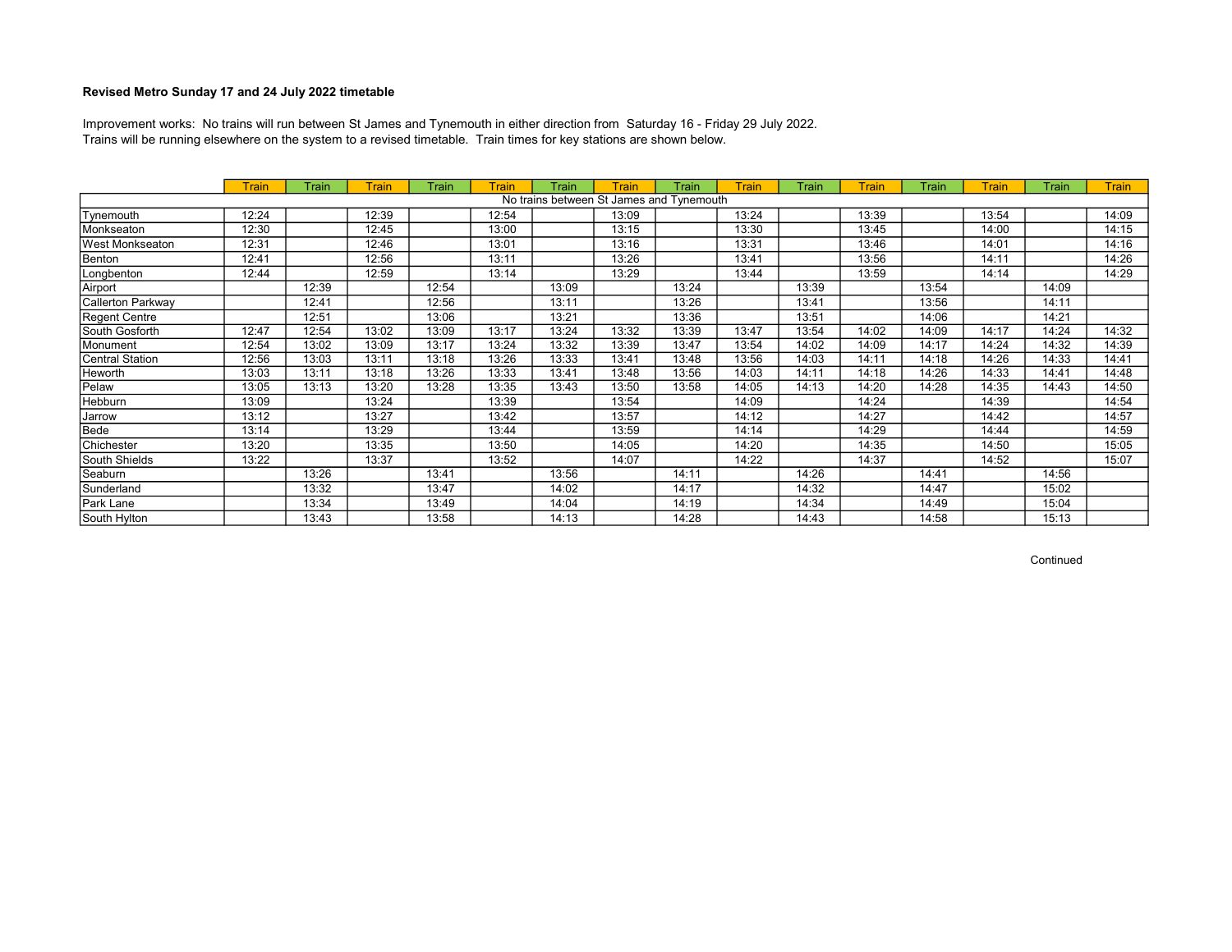**Revised Metro Sunday 17 and 24 July 2022 timetable**

Improvement works: No trains will run between St James and Tynemouth in either direction from Saturday 16 - Friday 29 July 2022.
Trains will be running elsewhere on the system to a revised timetable. Train times for key stations are shown below.

| | Train | Train | Train | Train | Train | Train | Train | Train | Train | Train | Train | Train | Train | Train | Train |
|---|---|---|---|---|---|---|---|---|---|---|---|---|---|---|---|
| No trains between St James and Tynemouth | | | | | | | | | | | | | | | |
| Tynemouth | 12:24 | | 12:39 | | 12:54 | | 13:09 | | 13:24 | | 13:39 | | 13:54 | | 14:09 |
| Monkseaton | 12:30 | | 12:45 | | 13:00 | | 13:15 | | 13:30 | | 13:45 | | 14:00 | | 14:15 |
| West Monkseaton | 12:31 | | 12:46 | | 13:01 | | 13:16 | | 13:31 | | 13:46 | | 14:01 | | 14:16 |
| Benton | 12:41 | | 12:56 | | 13:11 | | 13:26 | | 13:41 | | 13:56 | | 14:11 | | 14:26 |
| Longbenton | 12:44 | | 12:59 | | 13:14 | | 13:29 | | 13:44 | | 13:59 | | 14:14 | | 14:29 |
| Airport | | 12:39 | | 12:54 | | 13:09 | | 13:24 | | 13:39 | | 13:54 | | 14:09 | |
| Callerton Parkway | | 12:41 | | 12:56 | | 13:11 | | 13:26 | | 13:41 | | 13:56 | | 14:11 | |
| Regent Centre | | 12:51 | | 13:06 | | 13:21 | | 13:36 | | 13:51 | | 14:06 | | 14:21 | |
| South Gosforth | 12:47 | 12:54 | 13:02 | 13:09 | 13:17 | 13:24 | 13:32 | 13:39 | 13:47 | 13:54 | 14:02 | 14:09 | 14:17 | 14:24 | 14:32 |
| Monument | 12:54 | 13:02 | 13:09 | 13:17 | 13:24 | 13:32 | 13:39 | 13:47 | 13:54 | 14:02 | 14:09 | 14:17 | 14:24 | 14:32 | 14:39 |
| Central Station | 12:56 | 13:03 | 13:11 | 13:18 | 13:26 | 13:33 | 13:41 | 13:48 | 13:56 | 14:03 | 14:11 | 14:18 | 14:26 | 14:33 | 14:41 |
| Heworth | 13:03 | 13:11 | 13:18 | 13:26 | 13:33 | 13:41 | 13:48 | 13:56 | 14:03 | 14:11 | 14:18 | 14:26 | 14:33 | 14:41 | 14:48 |
| Pelaw | 13:05 | 13:13 | 13:20 | 13:28 | 13:35 | 13:43 | 13:50 | 13:58 | 14:05 | 14:13 | 14:20 | 14:28 | 14:35 | 14:43 | 14:50 |
| Hebburn | 13:09 | | 13:24 | | 13:39 | | 13:54 | | 14:09 | | 14:24 | | 14:39 | | 14:54 |
| Jarrow | 13:12 | | 13:27 | | 13:42 | | 13:57 | | 14:12 | | 14:27 | | 14:42 | | 14:57 |
| Bede | 13:14 | | 13:29 | | 13:44 | | 13:59 | | 14:14 | | 14:29 | | 14:44 | | 14:59 |
| Chichester | 13:20 | | 13:35 | | 13:50 | | 14:05 | | 14:20 | | 14:35 | | 14:50 | | 15:05 |
| South Shields | 13:22 | | 13:37 | | 13:52 | | 14:07 | | 14:22 | | 14:37 | | 14:52 | | 15:07 |
| Seaburn | | 13:26 | | 13:41 | | 13:56 | | 14:11 | | 14:26 | | 14:41 | | 14:56 | |
| Sunderland | | 13:32 | | 13:47 | | 14:02 | | 14:17 | | 14:32 | | 14:47 | | 15:02 | |
| Park Lane | | 13:34 | | 13:49 | | 14:04 | | 14:19 | | 14:34 | | 14:49 | | 15:04 | |
| South Hylton | | 13:43 | | 13:58 | | 14:13 | | 14:28 | | 14:43 | | 14:58 | | 15:13 | |

Continued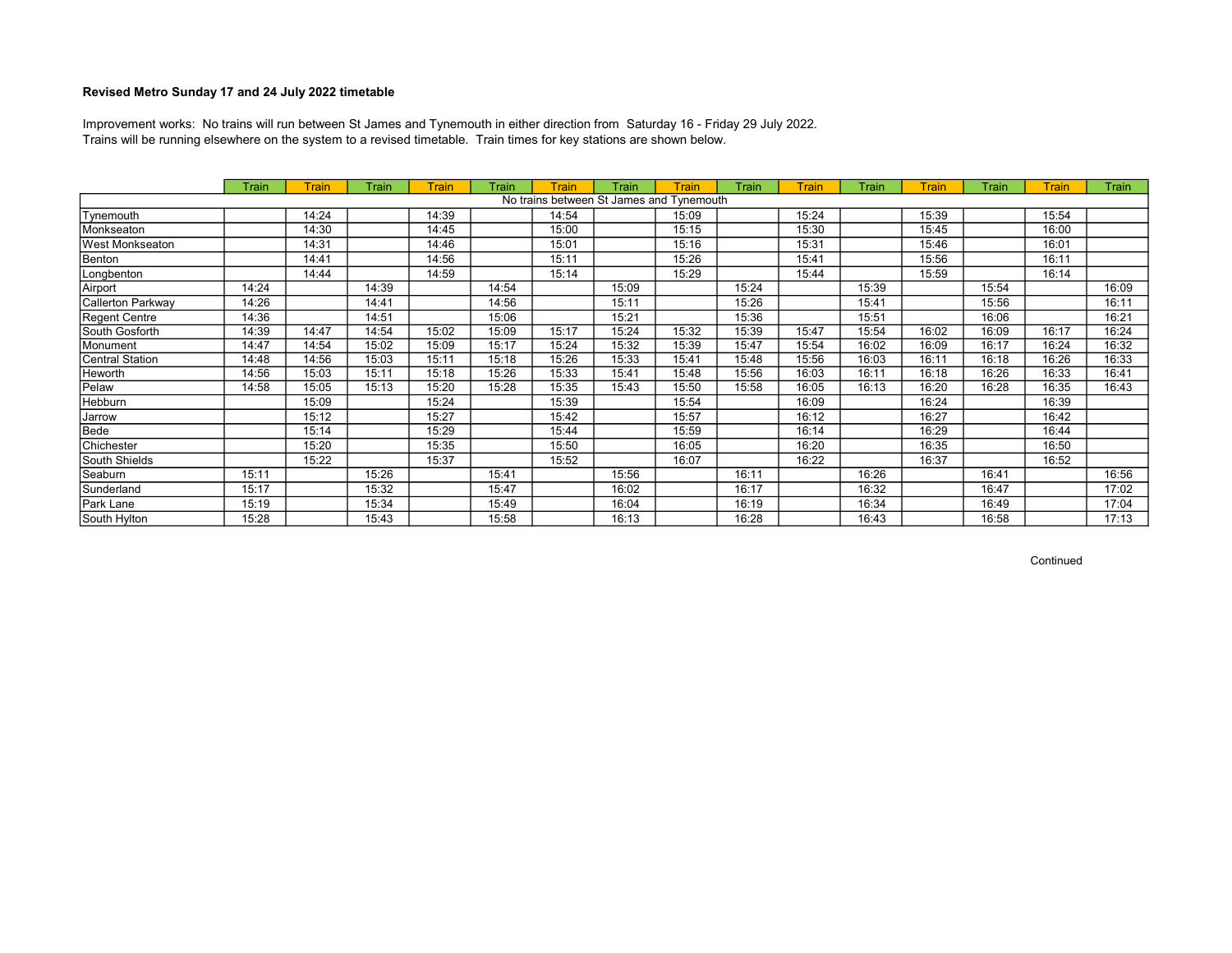**Revised Metro Sunday 17 and 24 July 2022 timetable**

Improvement works: No trains will run between St James and Tynemouth in either direction from Saturday 16 - Friday 29 July 2022.
Trains will be running elsewhere on the system to a revised timetable. Train times for key stations are shown below.

| | Train | Train | Train | Train | Train | Train | Train | Train | Train | Train | Train | Train | Train | Train | Train |
|---|---|---|---|---|---|---|---|---|---|---|---|---|---|---|---|
| No trains between St James and Tynemouth | | | | | | | | | | | | | | | |
| Tynemouth | | 14:24 | | 14:39 | | 14:54 | | 15:09 | | 15:24 | | 15:39 | | 15:54 | |
| Monkseaton | | 14:30 | | 14:45 | | 15:00 | | 15:15 | | 15:30 | | 15:45 | | 16:00 | |
| West Monkseaton | | 14:31 | | 14:46 | | 15:01 | | 15:16 | | 15:31 | | 15:46 | | 16:01 | |
| Benton | | 14:41 | | 14:56 | | 15:11 | | 15:26 | | 15:41 | | 15:56 | | 16:11 | |
| Longbenton | | 14:44 | | 14:59 | | 15:14 | | 15:29 | | 15:44 | | 15:59 | | 16:14 | |
| Airport | 14:24 | | 14:39 | | 14:54 | | 15:09 | | 15:24 | | 15:39 | | 15:54 | | 16:09 |
| Callerton Parkway | 14:26 | | 14:41 | | 14:56 | | 15:11 | | 15:26 | | 15:41 | | 15:56 | | 16:11 |
| Regent Centre | 14:36 | | 14:51 | | 15:06 | | 15:21 | | 15:36 | | 15:51 | | 16:06 | | 16:21 |
| South Gosforth | 14:39 | 14:47 | 14:54 | 15:02 | 15:09 | 15:17 | 15:24 | 15:32 | 15:39 | 15:47 | 15:54 | 16:02 | 16:09 | 16:17 | 16:24 |
| Monument | 14:47 | 14:54 | 15:02 | 15:09 | 15:17 | 15:24 | 15:32 | 15:39 | 15:47 | 15:54 | 16:02 | 16:09 | 16:17 | 16:24 | 16:32 |
| Central Station | 14:48 | 14:56 | 15:03 | 15:11 | 15:18 | 15:26 | 15:33 | 15:41 | 15:48 | 15:56 | 16:03 | 16:11 | 16:18 | 16:26 | 16:33 |
| Heworth | 14:56 | 15:03 | 15:11 | 15:18 | 15:26 | 15:33 | 15:41 | 15:48 | 15:56 | 16:03 | 16:11 | 16:18 | 16:26 | 16:33 | 16:41 |
| Pelaw | 14:58 | 15:05 | 15:13 | 15:20 | 15:28 | 15:35 | 15:43 | 15:50 | 15:58 | 16:05 | 16:13 | 16:20 | 16:28 | 16:35 | 16:43 |
| Hebburn | | 15:09 | | 15:24 | | 15:39 | | 15:54 | | 16:09 | | 16:24 | | 16:39 | |
| Jarrow | | 15:12 | | 15:27 | | 15:42 | | 15:57 | | 16:12 | | 16:27 | | 16:42 | |
| Bede | | 15:14 | | 15:29 | | 15:44 | | 15:59 | | 16:14 | | 16:29 | | 16:44 | |
| Chichester | | 15:20 | | 15:35 | | 15:50 | | 16:05 | | 16:20 | | 16:35 | | 16:50 | |
| South Shields | | 15:22 | | 15:37 | | 15:52 | | 16:07 | | 16:22 | | 16:37 | | 16:52 | |
| Seaburn | 15:11 | | 15:26 | | 15:41 | | 15:56 | | 16:11 | | 16:26 | | 16:41 | | 16:56 |
| Sunderland | 15:17 | | 15:32 | | 15:47 | | 16:02 | | 16:17 | | 16:32 | | 16:47 | | 17:02 |
| Park Lane | 15:19 | | 15:34 | | 15:49 | | 16:04 | | 16:19 | | 16:34 | | 16:49 | | 17:04 |
| South Hylton | 15:28 | | 15:43 | | 15:58 | | 16:13 | | 16:28 | | 16:43 | | 16:58 | | 17:13 |

Continued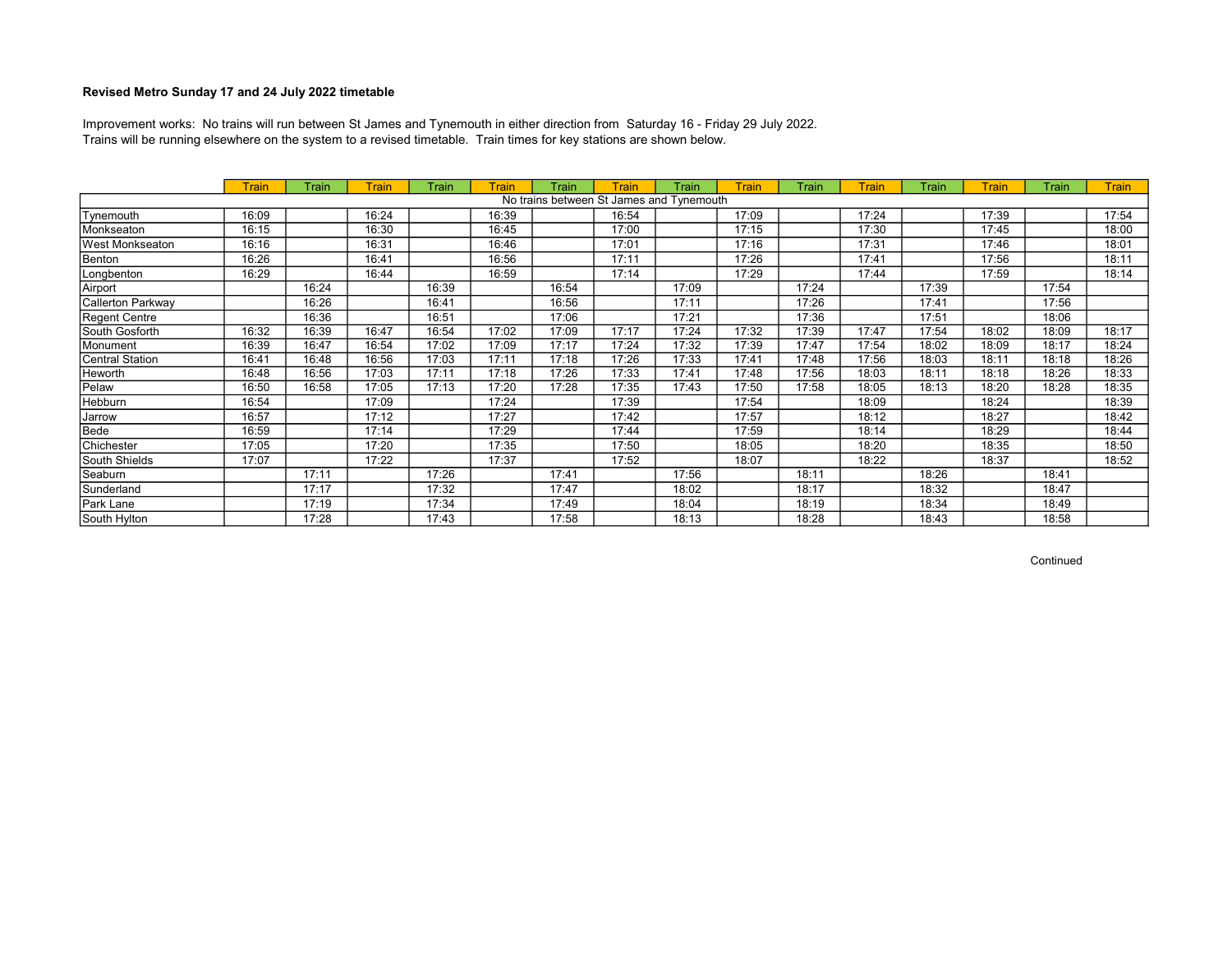**Revised Metro Sunday 17 and 24 July 2022 timetable**

Improvement works: No trains will run between St James and Tynemouth in either direction from Saturday 16 - Friday 29 July 2022.
Trains will be running elsewhere on the system to a revised timetable. Train times for key stations are shown below.

| | Train | Train | Train | Train | Train | Train | Train | Train | Train | Train | Train | Train | Train | Train | Train |
|---|---|---|---|---|---|---|---|---|---|---|---|---|---|---|---|
| No trains between St James and Tynemouth | | | | | | | | | | | | | | | |
| Tynemouth | 16:09 | | 16:24 | | 16:39 | | 16:54 | | 17:09 | | 17:24 | | 17:39 | | 17:54 |
| Monkseaton | 16:15 | | 16:30 | | 16:45 | | 17:00 | | 17:15 | | 17:30 | | 17:45 | | 18:00 |
| West Monkseaton | 16:16 | | 16:31 | | 16:46 | | 17:01 | | 17:16 | | 17:31 | | 17:46 | | 18:01 |
| Benton | 16:26 | | 16:41 | | 16:56 | | 17:11 | | 17:26 | | 17:41 | | 17:56 | | 18:11 |
| Longbenton | 16:29 | | 16:44 | | 16:59 | | 17:14 | | 17:29 | | 17:44 | | 17:59 | | 18:14 |
| Airport | | 16:24 | | 16:39 | | 16:54 | | 17:09 | | 17:24 | | 17:39 | | 17:54 | |
| Callerton Parkway | | 16:26 | | 16:41 | | 16:56 | | 17:11 | | 17:26 | | 17:41 | | 17:56 | |
| Regent Centre | | 16:36 | | 16:51 | | 17:06 | | 17:21 | | 17:36 | | 17:51 | | 18:06 | |
| South Gosforth | 16:32 | 16:39 | 16:47 | 16:54 | 17:02 | 17:09 | 17:17 | 17:24 | 17:32 | 17:39 | 17:47 | 17:54 | 18:02 | 18:09 | 18:17 |
| Monument | 16:39 | 16:47 | 16:54 | 17:02 | 17:09 | 17:17 | 17:24 | 17:32 | 17:39 | 17:47 | 17:54 | 18:02 | 18:09 | 18:17 | 18:24 |
| Central Station | 16:41 | 16:48 | 16:56 | 17:03 | 17:11 | 17:18 | 17:26 | 17:33 | 17:41 | 17:48 | 17:56 | 18:03 | 18:11 | 18:18 | 18:26 |
| Heworth | 16:48 | 16:56 | 17:03 | 17:11 | 17:18 | 17:26 | 17:33 | 17:41 | 17:48 | 17:56 | 18:03 | 18:11 | 18:18 | 18:26 | 18:33 |
| Pelaw | 16:50 | 16:58 | 17:05 | 17:13 | 17:20 | 17:28 | 17:35 | 17:43 | 17:50 | 17:58 | 18:05 | 18:13 | 18:20 | 18:28 | 18:35 |
| Hebburn | 16:54 | | 17:09 | | 17:24 | | 17:39 | | 17:54 | | 18:09 | | 18:24 | | 18:39 |
| Jarrow | 16:57 | | 17:12 | | 17:27 | | 17:42 | | 17:57 | | 18:12 | | 18:27 | | 18:42 |
| Bede | 16:59 | | 17:14 | | 17:29 | | 17:44 | | 17:59 | | 18:14 | | 18:29 | | 18:44 |
| Chichester | 17:05 | | 17:20 | | 17:35 | | 17:50 | | 18:05 | | 18:20 | | 18:35 | | 18:50 |
| South Shields | 17:07 | | 17:22 | | 17:37 | | 17:52 | | 18:07 | | 18:22 | | 18:37 | | 18:52 |
| Seaburn | | 17:11 | | 17:26 | | 17:41 | | 17:56 | | 18:11 | | 18:26 | | 18:41 | |
| Sunderland | | 17:17 | | 17:32 | | 17:47 | | 18:02 | | 18:17 | | 18:32 | | 18:47 | |
| Park Lane | | 17:19 | | 17:34 | | 17:49 | | 18:04 | | 18:19 | | 18:34 | | 18:49 | |
| South Hylton | | 17:28 | | 17:43 | | 17:58 | | 18:13 | | 18:28 | | 18:43 | | 18:58 | |

Continued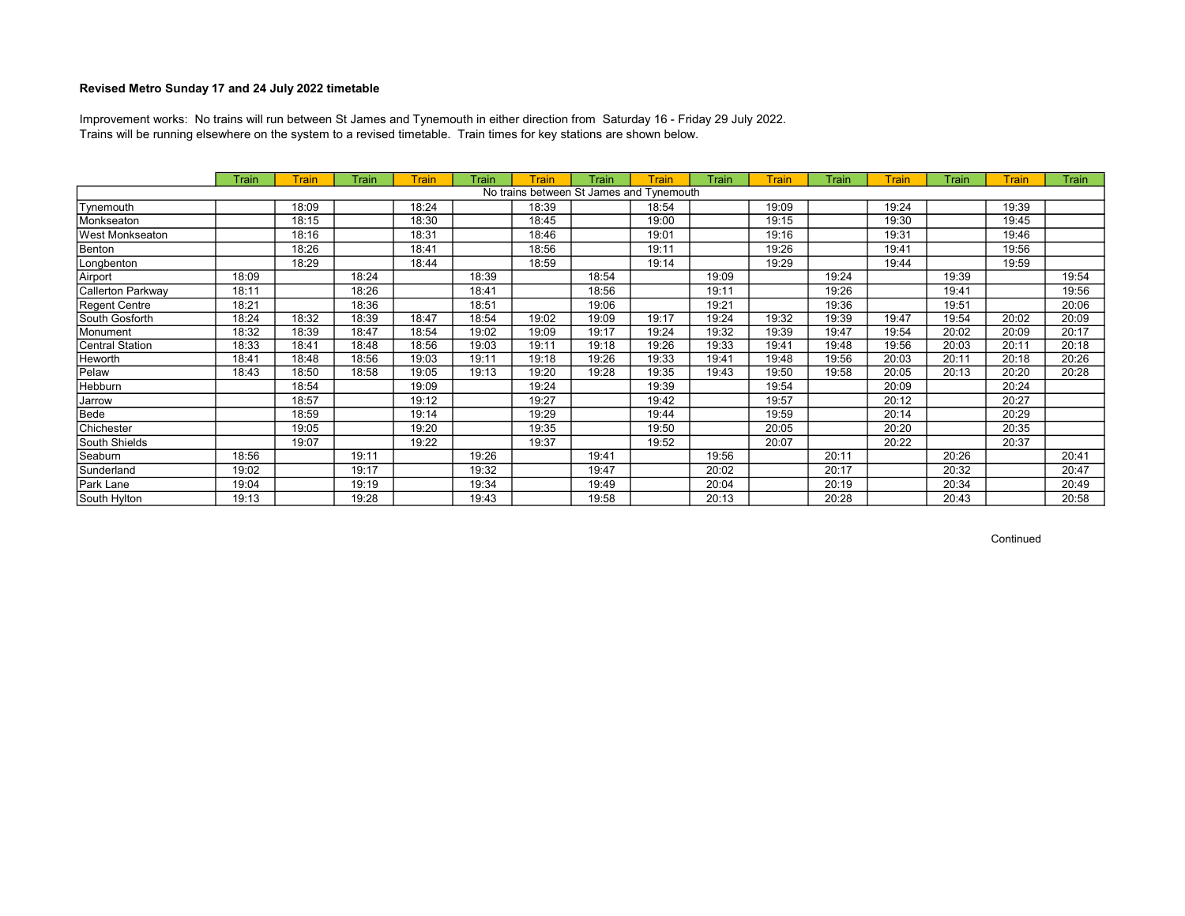**Revised Metro Sunday 17 and 24 July 2022 timetable**

Improvement works: No trains will run between St James and Tynemouth in either direction from Saturday 16 - Friday 29 July 2022.
Trains will be running elsewhere on the system to a revised timetable. Train times for key stations are shown below.

| | Train | Train | Train | Train | Train | Train | Train | Train | Train | Train | Train | Train | Train | Train | Train |
|---|---|---|---|---|---|---|---|---|---|---|---|---|---|---|---|
| No trains between St James and Tynemouth | | | | | | | | | | | | | | | |
| Tynemouth | | 18:09 | | 18:24 | | 18:39 | | 18:54 | | 19:09 | | 19:24 | | 19:39 | |
| Monkseaton | | 18:15 | | 18:30 | | 18:45 | | 19:00 | | 19:15 | | 19:30 | | 19:45 | |
| West Monkseaton | | 18:16 | | 18:31 | | 18:46 | | 19:01 | | 19:16 | | 19:31 | | 19:46 | |
| Benton | | 18:26 | | 18:41 | | 18:56 | | 19:11 | | 19:26 | | 19:41 | | 19:56 | |
| Longbenton | | 18:29 | | 18:44 | | 18:59 | | 19:14 | | 19:29 | | 19:44 | | 19:59 | |
| Airport | 18:09 | | 18:24 | | 18:39 | | 18:54 | | 19:09 | | 19:24 | | 19:39 | | 19:54 |
| Callerton Parkway | 18:11 | | 18:26 | | 18:41 | | 18:56 | | 19:11 | | 19:26 | | 19:41 | | 19:56 |
| Regent Centre | 18:21 | | 18:36 | | 18:51 | | 19:06 | | 19:21 | | 19:36 | | 19:51 | | 20:06 |
| South Gosforth | 18:24 | 18:32 | 18:39 | 18:47 | 18:54 | 19:02 | 19:09 | 19:17 | 19:24 | 19:32 | 19:39 | 19:47 | 19:54 | 20:02 | 20:09 |
| Monument | 18:32 | 18:39 | 18:47 | 18:54 | 19:02 | 19:09 | 19:17 | 19:24 | 19:32 | 19:39 | 19:47 | 19:54 | 20:02 | 20:09 | 20:17 |
| Central Station | 18:33 | 18:41 | 18:48 | 18:56 | 19:03 | 19:11 | 19:18 | 19:26 | 19:33 | 19:41 | 19:48 | 19:56 | 20:03 | 20:11 | 20:18 |
| Heworth | 18:41 | 18:48 | 18:56 | 19:03 | 19:11 | 19:18 | 19:26 | 19:33 | 19:41 | 19:48 | 19:56 | 20:03 | 20:11 | 20:18 | 20:26 |
| Pelaw | 18:43 | 18:50 | 18:58 | 19:05 | 19:13 | 19:20 | 19:28 | 19:35 | 19:43 | 19:50 | 19:58 | 20:05 | 20:13 | 20:20 | 20:28 |
| Hebburn | | 18:54 | | 19:09 | | 19:24 | | 19:39 | | 19:54 | | 20:09 | | 20:24 | |
| Jarrow | | 18:57 | | 19:12 | | 19:27 | | 19:42 | | 19:57 | | 20:12 | | 20:27 | |
| Bede | | 18:59 | | 19:14 | | 19:29 | | 19:44 | | 19:59 | | 20:14 | | 20:29 | |
| Chichester | | 19:05 | | 19:20 | | 19:35 | | 19:50 | | 20:05 | | 20:20 | | 20:35 | |
| South Shields | | 19:07 | | 19:22 | | 19:37 | | 19:52 | | 20:07 | | 20:22 | | 20:37 | |
| Seaburn | 18:56 | | 19:11 | | 19:26 | | 19:41 | | 19:56 | | 20:11 | | 20:26 | | 20:41 |
| Sunderland | 19:02 | | 19:17 | | 19:32 | | 19:47 | | 20:02 | | 20:17 | | 20:32 | | 20:47 |
| Park Lane | 19:04 | | 19:19 | | 19:34 | | 19:49 | | 20:04 | | 20:19 | | 20:34 | | 20:49 |
| South Hylton | 19:13 | | 19:28 | | 19:43 | | 19:58 | | 20:13 | | 20:28 | | 20:43 | | 20:58 |

Continued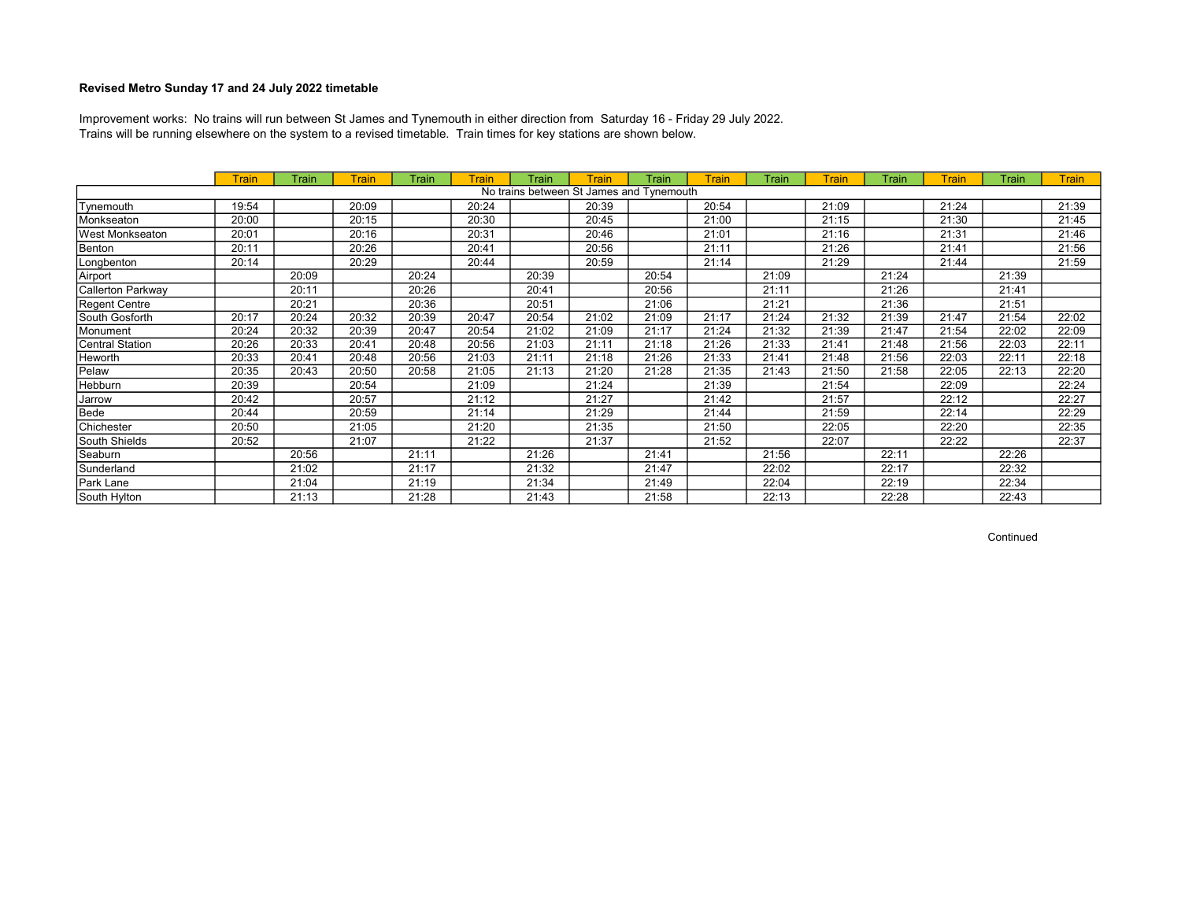**Revised Metro Sunday 17 and 24 July 2022 timetable**

Improvement works: No trains will run between St James and Tynemouth in either direction from Saturday 16 - Friday 29 July 2022.
Trains will be running elsewhere on the system to a revised timetable. Train times for key stations are shown below.

| | Train | Train | Train | Train | Train | Train | Train | Train | Train | Train | Train | Train | Train | Train | Train |
|---|---|---|---|---|---|---|---|---|---|---|---|---|---|---|---|
| No trains between St James and Tynemouth | | | | | | | | | | | | | | | |
| Tynemouth | 19:54 | | 20:09 | | 20:24 | | 20:39 | | 20:54 | | 21:09 | | 21:24 | | 21:39 |
| Monkseaton | 20:00 | | 20:15 | | 20:30 | | 20:45 | | 21:00 | | 21:15 | | 21:30 | | 21:45 |
| West Monkseaton | 20:01 | | 20:16 | | 20:31 | | 20:46 | | 21:01 | | 21:16 | | 21:31 | | 21:46 |
| Benton | 20:11 | | 20:26 | | 20:41 | | 20:56 | | 21:11 | | 21:26 | | 21:41 | | 21:56 |
| Longbenton | 20:14 | | 20:29 | | 20:44 | | 20:59 | | 21:14 | | 21:29 | | 21:44 | | 21:59 |
| Airport | | 20:09 | | 20:24 | | 20:39 | | 20:54 | | 21:09 | | 21:24 | | 21:39 | |
| Callerton Parkway | | 20:11 | | 20:26 | | 20:41 | | 20:56 | | 21:11 | | 21:26 | | 21:41 | |
| Regent Centre | | 20:21 | | 20:36 | | 20:51 | | 21:06 | | 21:21 | | 21:36 | | 21:51 | |
| South Gosforth | 20:17 | 20:24 | 20:32 | 20:39 | 20:47 | 20:54 | 21:02 | 21:09 | 21:17 | 21:24 | 21:32 | 21:39 | 21:47 | 21:54 | 22:02 |
| Monument | 20:24 | 20:32 | 20:39 | 20:47 | 20:54 | 21:02 | 21:09 | 21:17 | 21:24 | 21:32 | 21:39 | 21:47 | 21:54 | 22:02 | 22:09 |
| Central Station | 20:26 | 20:33 | 20:41 | 20:48 | 20:56 | 21:03 | 21:11 | 21:18 | 21:26 | 21:33 | 21:41 | 21:48 | 21:56 | 22:03 | 22:11 |
| Heworth | 20:33 | 20:41 | 20:48 | 20:56 | 21:03 | 21:11 | 21:18 | 21:26 | 21:33 | 21:41 | 21:48 | 21:56 | 22:03 | 22:11 | 22:18 |
| Pelaw | 20:35 | 20:43 | 20:50 | 20:58 | 21:05 | 21:13 | 21:20 | 21:28 | 21:35 | 21:43 | 21:50 | 21:58 | 22:05 | 22:13 | 22:20 |
| Hebburn | 20:39 | | 20:54 | | 21:09 | | 21:24 | | 21:39 | | 21:54 | | 22:09 | | 22:24 |
| Jarrow | 20:42 | | 20:57 | | 21:12 | | 21:27 | | 21:42 | | 21:57 | | 22:12 | | 22:27 |
| Bede | 20:44 | | 20:59 | | 21:14 | | 21:29 | | 21:44 | | 21:59 | | 22:14 | | 22:29 |
| Chichester | 20:50 | | 21:05 | | 21:20 | | 21:35 | | 21:50 | | 22:05 | | 22:20 | | 22:35 |
| South Shields | 20:52 | | 21:07 | | 21:22 | | 21:37 | | 21:52 | | 22:07 | | 22:22 | | 22:37 |
| Seaburn | | 20:56 | | 21:11 | | 21:26 | | 21:41 | | 21:56 | | 22:11 | | 22:26 | |
| Sunderland | | 21:02 | | 21:17 | | 21:32 | | 21:47 | | 22:02 | | 22:17 | | 22:32 | |
| Park Lane | | 21:04 | | 21:19 | | 21:34 | | 21:49 | | 22:04 | | 22:19 | | 22:34 | |
| South Hylton | | 21:13 | | 21:28 | | 21:43 | | 21:58 | | 22:13 | | 22:28 | | 22:43 | |

Continued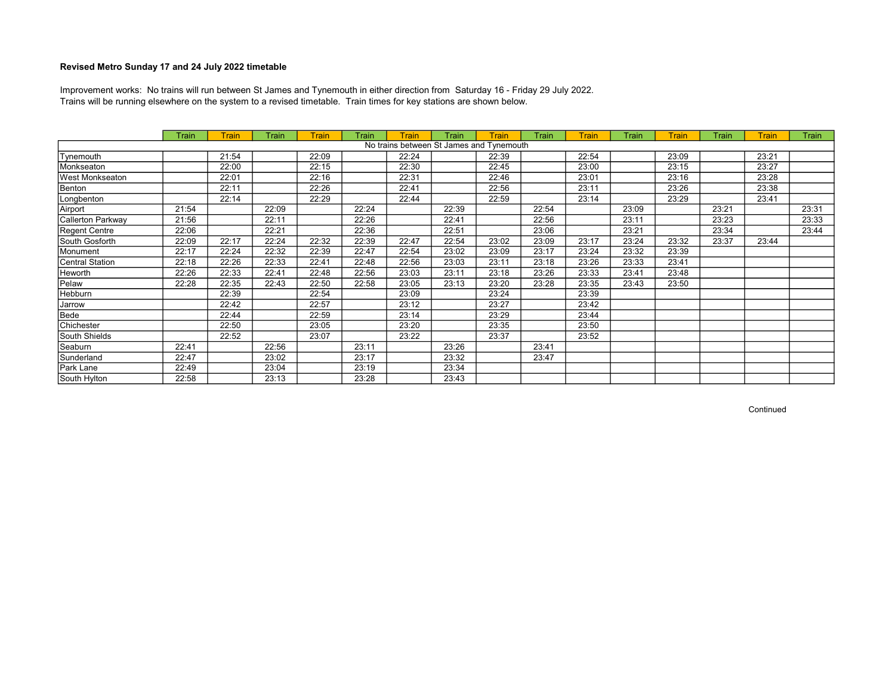**Revised Metro Sunday 17 and 24 July 2022 timetable**

Improvement works: No trains will run between St James and Tynemouth in either direction from Saturday 16 - Friday 29 July 2022.
Trains will be running elsewhere on the system to a revised timetable. Train times for key stations are shown below.

| | Train | Train | Train | Train | Train | Train | Train | Train | Train | Train | Train | Train | Train | Train | Train |
|---|---|---|---|---|---|---|---|---|---|---|---|---|---|---|---|
| No trains between St James and Tynemouth | | | | | | | | | | | | | | | |
| Tynemouth | | 21:54 | | 22:09 | | 22:24 | | 22:39 | | 22:54 | | 23:09 | | 23:21 | |
| Monkseaton | | 22:00 | | 22:15 | | 22:30 | | 22:45 | | 23:00 | | 23:15 | | 23:27 | |
| West Monkseaton | | 22:01 | | 22:16 | | 22:31 | | 22:46 | | 23:01 | | 23:16 | | 23:28 | |
| Benton | | 22:11 | | 22:26 | | 22:41 | | 22:56 | | 23:11 | | 23:26 | | 23:38 | |
| Longbenton | | 22:14 | | 22:29 | | 22:44 | | 22:59 | | 23:14 | | 23:29 | | 23:41 | |
| Airport | 21:54 | | 22:09 | | 22:24 | | 22:39 | | 22:54 | | 23:09 | | 23:21 | | 23:31 |
| Callerton Parkway | 21:56 | | 22:11 | | 22:26 | | 22:41 | | 22:56 | | 23:11 | | 23:23 | | 23:33 |
| Regent Centre | 22:06 | | 22:21 | | 22:36 | | 22:51 | | 23:06 | | 23:21 | | 23:34 | | 23:44 |
| South Gosforth | 22:09 | 22:17 | 22:24 | 22:32 | 22:39 | 22:47 | 22:54 | 23:02 | 23:09 | 23:17 | 23:24 | 23:32 | 23:37 | 23:44 | |
| Monument | 22:17 | 22:24 | 22:32 | 22:39 | 22:47 | 22:54 | 23:02 | 23:09 | 23:17 | 23:24 | 23:32 | 23:39 | | | |
| Central Station | 22:18 | 22:26 | 22:33 | 22:41 | 22:48 | 22:56 | 23:03 | 23:11 | 23:18 | 23:26 | 23:33 | 23:41 | | | |
| Heworth | 22:26 | 22:33 | 22:41 | 22:48 | 22:56 | 23:03 | 23:11 | 23:18 | 23:26 | 23:33 | 23:41 | 23:48 | | | |
| Pelaw | 22:28 | 22:35 | 22:43 | 22:50 | 22:58 | 23:05 | 23:13 | 23:20 | 23:28 | 23:35 | 23:43 | 23:50 | | | |
| Hebburn | | 22:39 | | 22:54 | | 23:09 | | 23:24 | | 23:39 | | | | | |
| Jarrow | | 22:42 | | 22:57 | | 23:12 | | 23:27 | | 23:42 | | | | | |
| Bede | | 22:44 | | 22:59 | | 23:14 | | 23:29 | | 23:44 | | | | | |
| Chichester | | 22:50 | | 23:05 | | 23:20 | | 23:35 | | 23:50 | | | | | |
| South Shields | | 22:52 | | 23:07 | | 23:22 | | 23:37 | | 23:52 | | | | | |
| Seaburn | 22:41 | | 22:56 | | 23:11 | | 23:26 | | 23:41 | | | | | | |
| Sunderland | 22:47 | | 23:02 | | 23:17 | | 23:32 | | 23:47 | | | | | | |
| Park Lane | 22:49 | | 23:04 | | 23:19 | | 23:34 | | | | | | | | |
| South Hylton | 22:58 | | 23:13 | | 23:28 | | 23:43 | | | | | | | | |

Continued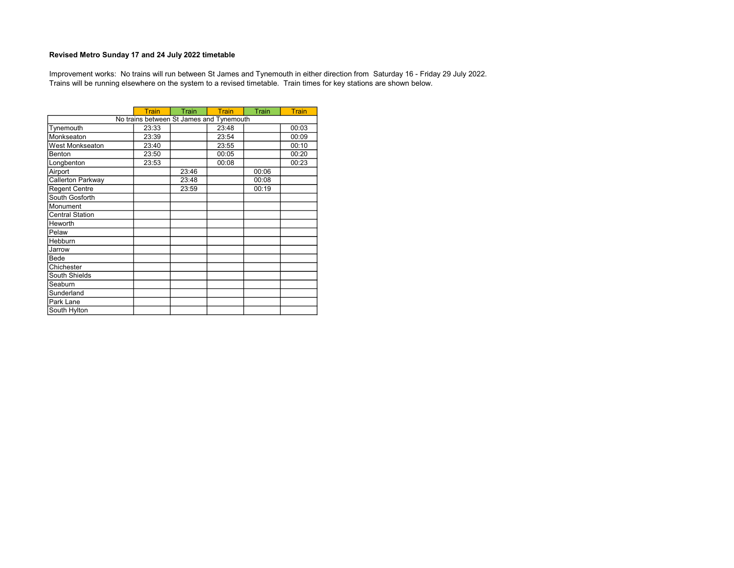**Revised Metro Sunday 17 and 24 July 2022 timetable**

Improvement works: No trains will run between St James and Tynemouth in either direction from Saturday 16 - Friday 29 July 2022.
Trains will be running elsewhere on the system to a revised timetable. Train times for key stations are shown below.

| | Train | Train | Train | Train | Train |
|---|---|---|---|---|---|
| No trains between St James and Tynemouth | | | | | |
| Tynemouth | 23:33 | | 23:48 | | 00:03 |
| Monkseaton | 23:39 | | 23:54 | | 00:09 |
| West Monkseaton | 23:40 | | 23:55 | | 00:10 |
| Benton | 23:50 | | 00:05 | | 00:20 |
| Longbenton | 23:53 | | 00:08 | | 00:23 |
| Airport | | 23:46 | | 00:06 | |
| Callerton Parkway | | 23:48 | | 00:08 | |
| Regent Centre | | 23:59 | | 00:19 | |
| South Gosforth | | | | | |
| Monument | | | | | |
| Central Station | | | | | |
| Heworth | | | | | |
| Pelaw | | | | | |
| Hebburn | | | | | |
| Jarrow | | | | | |
| Bede | | | | | |
| Chichester | | | | | |
| South Shields | | | | | |
| Seaburn | | | | | |
| Sunderland | | | | | |
| Park Lane | | | | | |
| South Hylton | | | | | |